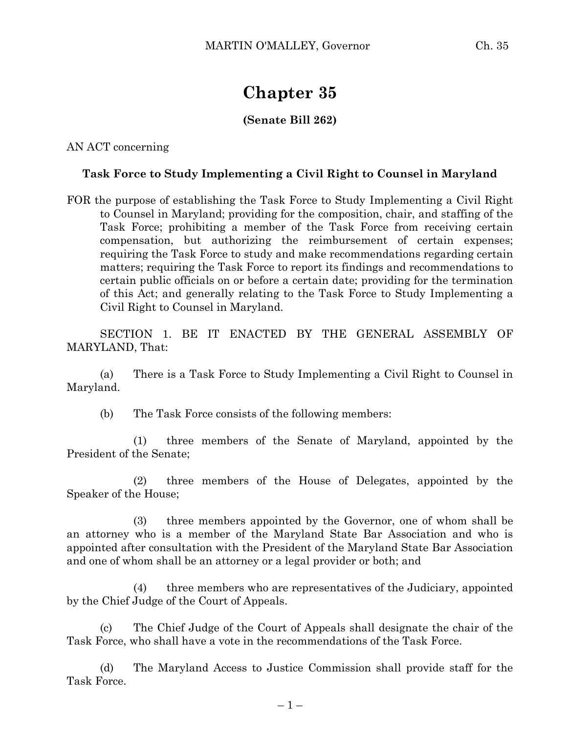# Chapter 35

**(Senate Bill 262)**

AN ACT concerning

**Task Force to Study Implementing a Civil Right to Counsel in Maryland**

FOR the purpose of establishing the Task Force to Study Implementing a Civil Right to Counsel in Maryland; providing for the composition, chair, and staffing of the Task Force; prohibiting a member of the Task Force from receiving certain compensation, but authorizing the reimbursement of certain expenses; requiring the Task Force to study and make recommendations regarding certain matters; requiring the Task Force to report its findings and recommendations to certain public officials on or before a certain date; providing for the termination of this Act; and generally relating to the Task Force to Study Implementing a Civil Right to Counsel in Maryland.

SECTION 1. BE IT ENACTED BY THE GENERAL ASSEMBLY OF MARYLAND, That:

(a) There is a Task Force to Study Implementing a Civil Right to Counsel in Maryland.

(b) The Task Force consists of the following members:

(1) three members of the Senate of Maryland, appointed by the President of the Senate;

(2) three members of the House of Delegates, appointed by the Speaker of the House;

(3) three members appointed by the Governor, one of whom shall be an attorney who is a member of the Maryland State Bar Association and who is appointed after consultation with the President of the Maryland State Bar Association and one of whom shall be an attorney or a legal provider or both; and

(4) three members who are representatives of the Judiciary, appointed by the Chief Judge of the Court of Appeals.

(c) The Chief Judge of the Court of Appeals shall designate the chair of the Task Force, who shall have a vote in the recommendations of the Task Force.

(d) The Maryland Access to Justice Commission shall provide staff for the Task Force.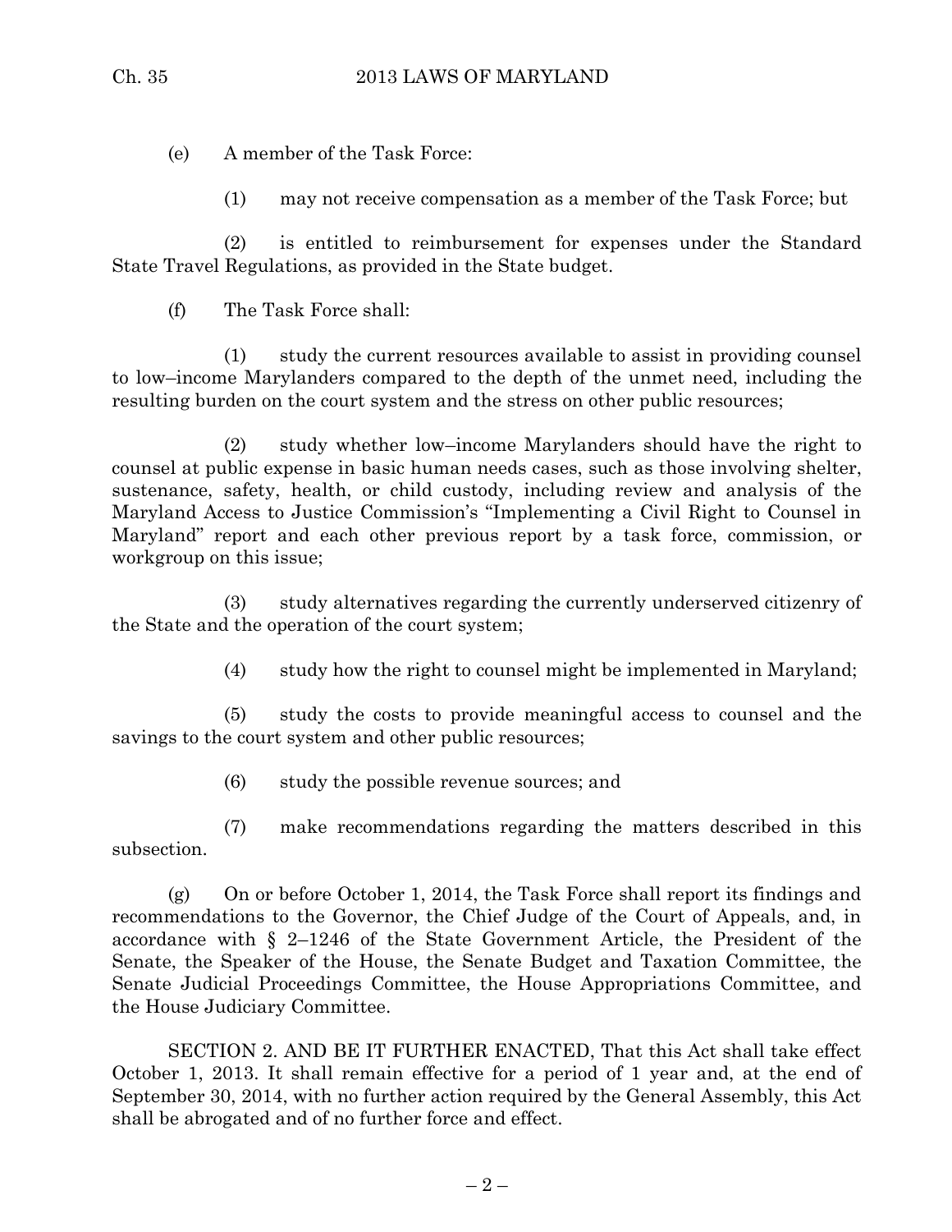(e) A member of the Task Force:

(1) may not receive compensation as a member of the Task Force; but

(2) is entitled to reimbursement for expenses under the Standard State Travel Regulations, as provided in the State budget.

(f) The Task Force shall:

(1) study the current resources available to assist in providing counsel to low–income Marylanders compared to the depth of the unmet need, including the resulting burden on the court system and the stress on other public resources;

(2) study whether low–income Marylanders should have the right to counsel at public expense in basic human needs cases, such as those involving shelter, sustenance, safety, health, or child custody, including review and analysis of the Maryland Access to Justice Commission's "Implementing a Civil Right to Counsel in Maryland" report and each other previous report by a task force, commission, or workgroup on this issue;

(3) study alternatives regarding the currently underserved citizenry of the State and the operation of the court system;

(4) study how the right to counsel might be implemented in Maryland;

(5) study the costs to provide meaningful access to counsel and the savings to the court system and other public resources;

(6) study the possible revenue sources; and

(7) make recommendations regarding the matters described in this subsection.

(g) On or before October 1, 2014, the Task Force shall report its findings and recommendations to the Governor, the Chief Judge of the Court of Appeals, and, in accordance with § 2–1246 of the State Government Article, the President of the Senate, the Speaker of the House, the Senate Budget and Taxation Committee, the Senate Judicial Proceedings Committee, the House Appropriations Committee, and the House Judiciary Committee.

SECTION 2. AND BE IT FURTHER ENACTED, That this Act shall take effect October 1, 2013. It shall remain effective for a period of 1 year and, at the end of September 30, 2014, with no further action required by the General Assembly, this Act shall be abrogated and of no further force and effect.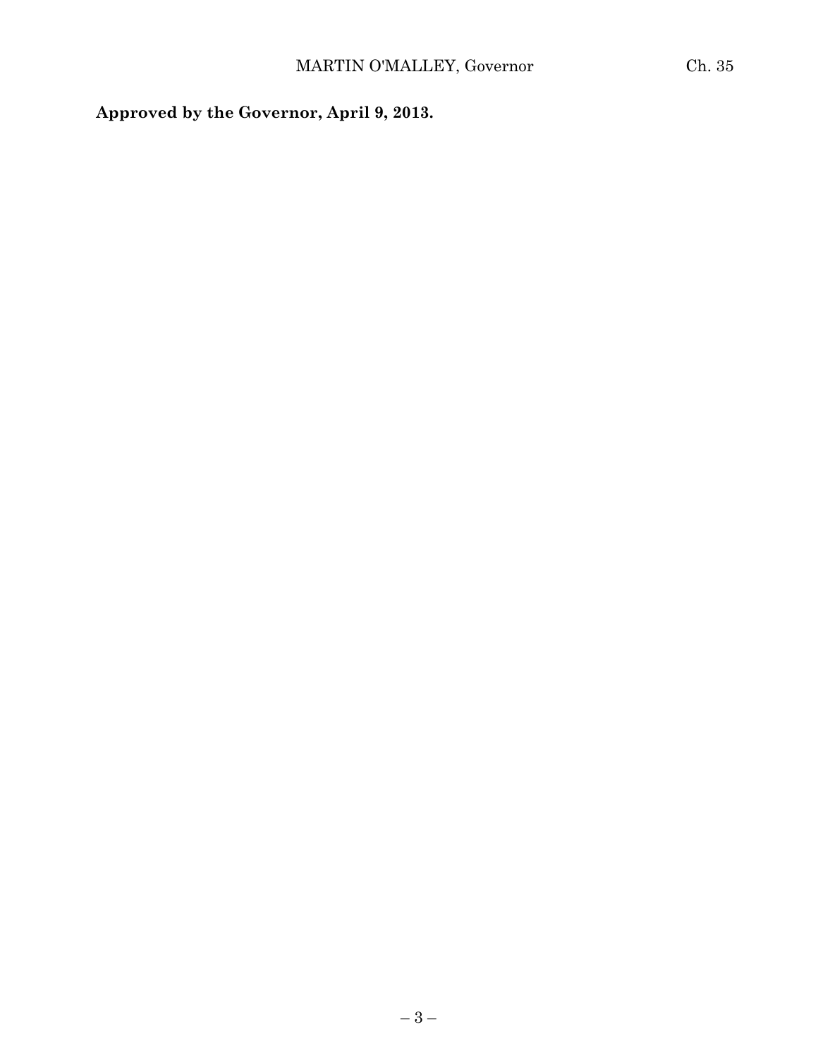**Approved by the Governor, April 9, 2013.**